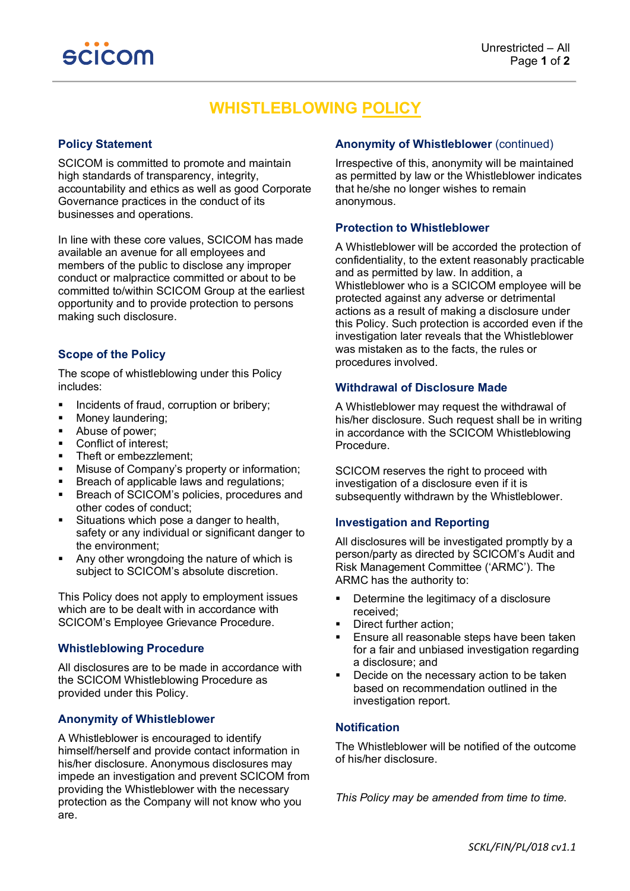# WHISTLEBLOWING POLICY

## Policy Statement

SCICOM is committed to promote and maintain high standards of transparency, integrity, accountability and ethics as well as good Corporate Governance practices in the conduct of its businesses and operations.

In line with these core values, SCICOM has made available an avenue for all employees and members of the public to disclose any improper conduct or malpractice committed or about to be committed to/within SCICOM Group at the earliest opportunity and to provide protection to persons making such disclosure.

## Scope of the Policy

The scope of whistleblowing under this Policy includes:

- Incidents of fraud, corruption or bribery;
- Money laundering;
- Abuse of power;
- Conflict of interest;
- Theft or embezzlement;
- Misuse of Company's property or information;
- Breach of applicable laws and regulations;
- Breach of SCICOM's policies, procedures and other codes of conduct;
- Situations which pose a danger to health, safety or any individual or significant danger to the environment;
- Any other wrongdoing the nature of which is subject to SCICOM's absolute discretion.

This Policy does not apply to employment issues which are to be dealt with in accordance with SCICOM's Employee Grievance Procedure.

## Whistleblowing Procedure

All disclosures are to be made in accordance with the SCICOM Whistleblowing Procedure as provided under this Policy.

## Anonymity of Whistleblower

A Whistleblower is encouraged to identify himself/herself and provide contact information in his/her disclosure. Anonymous disclosures may impede an investigation and prevent SCICOM from providing the Whistleblower with the necessary protection as the Company will not know who you are.

Irrespective of this, anonymity will be maintained as permitted by law or the Whistleblower indicates that he/she no longer wishes to remain anonymous.

## Protection to Whistleblower

A Whistleblower will be accorded the protection of confidentiality, to the extent reasonably practicable and as permitted by law. In addition, a Whistleblower who is a SCICOM employee will be protected against any adverse or detrimental actions as a result of making a disclosure under this Policy. Such protection is accorded even if the investigation later reveals that the Whistleblower was mistaken as to the facts, the rules or procedures involved.

## Withdrawal of Disclosure Made

A Whistleblower may request the withdrawal of his/her disclosure. Such request shall be in writing in accordance with the SCICOM Whistleblowing Procedure.

SCICOM reserves the right to proceed with investigation of a disclosure even if it is subsequently withdrawn by the Whistleblower.

## Investigation and Reporting

All disclosures will be investigated promptly by a person/party as directed by SCICOM's Audit and Risk Management Committee ('ARMC'). The ARMC has the authority to:

- Determine the legitimacy of a disclosure received;
- Direct further action;
- Ensure all reasonable steps have been taken for a fair and unbiased investigation regarding a disclosure; and
- Decide on the necessary action to be taken based on recommendation outlined in the investigation report.

## Notification

The Whistleblower will be notified of the outcome of his/her disclosure.

*This Policy may be amended from time to time.*

*SCKL/FIN/PL/018 cv1.1*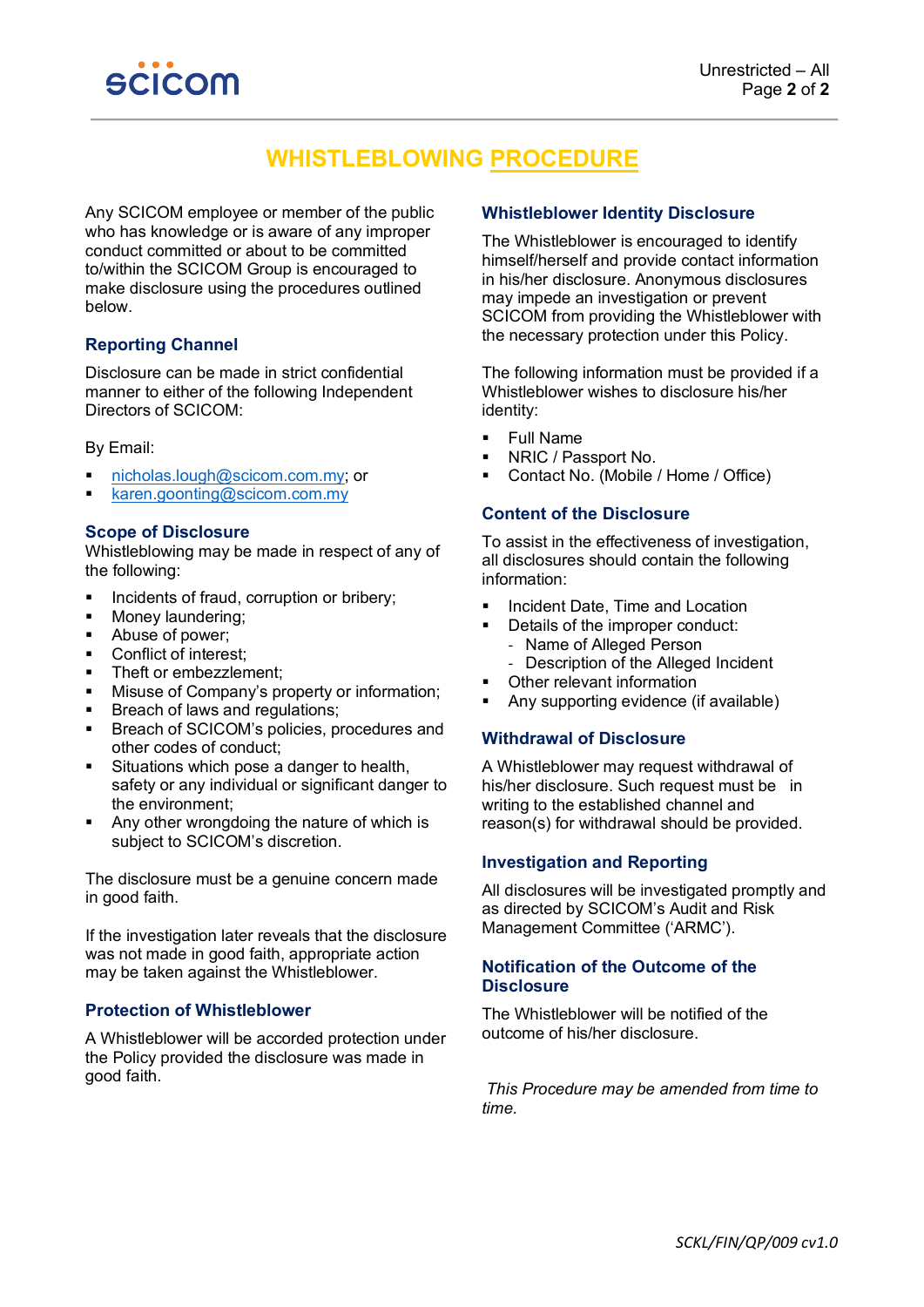# WHISTLEBLOWING PROCEDURE

Any SCICOM employee or member of the public who has knowledge or is aware of any improper conduct committed or about to be committed to/within the SCICOM Group is encouraged to make disclosure using the procedures outlined below.

## Reporting Channel

Disclosure can be made in strict confidential manner to either of the following Independent Directors of SCICOM:

By Email:

- nicholas.lough@scicom.com.my; or
- karen.goonting@scicom.com.my

## Scope of Disclosure

Whistleblowing may be made in respect of any of the following:

- Incidents of fraud, corruption or bribery;
- Money laundering;
- Abuse of power;
- Conflict of interest;
- Theft or embezzlement;
- Misuse of Company's property or information;
- Breach of laws and regulations;
- Breach of SCICOM's policies, procedures and other codes of conduct;
- Situations which pose a danger to health, safety or any individual or significant danger to the environment;
- Any other wrongdoing the nature of which is subject to SCICOM's discretion.

The disclosure must be a genuine concern made in good faith.

If the investigation later reveals that the disclosure was not made in good faith, appropriate action may be taken against the Whistleblower.

## Protection of Whistleblower

A Whistleblower will be accorded protection under the Policy provided the disclosure was made in good faith.

## Whistleblower Identity Disclosure

The Whistleblower is encouraged to identify himself/herself and provide contact information in his/her disclosure. Anonymous disclosures may impede an investigation or prevent SCICOM from providing the Whistleblower with the necessary protection under this Policy.

The following information must be provided if a Whistleblower wishes to disclose his/her identity:

- Full Name
- NRIC / Passport No.
- Contact No. (Mobile / Home / Office)

## Content of the Disclosure

To assist in the effectiveness of investigation, all disclosures should contain the following information:

- Incident Date, Time and Location
- Details of the improper conduct:
  - Name of Alleged Person
  - Description of the Alleged Incident
- Other relevant information
- Any supporting evidence (if available)

## Withdrawal of Disclosure

A Whistleblower may request withdrawal of his/her disclosure. Such request must be in writing to the established channel and reason(s) for withdrawal should be provided.

## Investigation and Reporting

All disclosures will be investigated promptly and as directed by SCICOM's Audit and Risk Management Committee ('ARMC').

## Notification of the Outcome of the Disclosure

The Whistleblower will be notified of the outcome of his/her disclosure.

*This Procedure may be amended from time to time.*

*SCKL/FIN/QP/009 cv1.0*